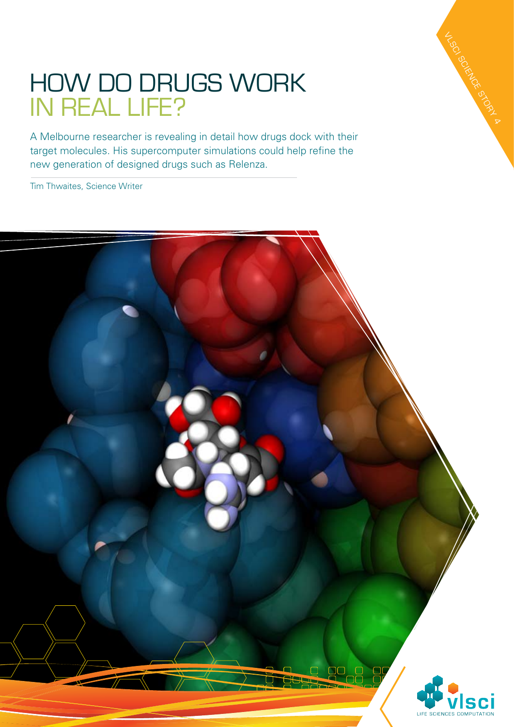# HOW DO DRUGS WORK IN REAL LIFE?

A Melbourne researcher is revealing in detail how drugs dock with their target molecules. His supercomputer simulations could help refine the new generation of designed drugs such as Relenza.

Tim Thwaites, Science Writer

VLSCI SCIENCE STORY 4

vlsci
LIFE SCIENCES COMPUTATION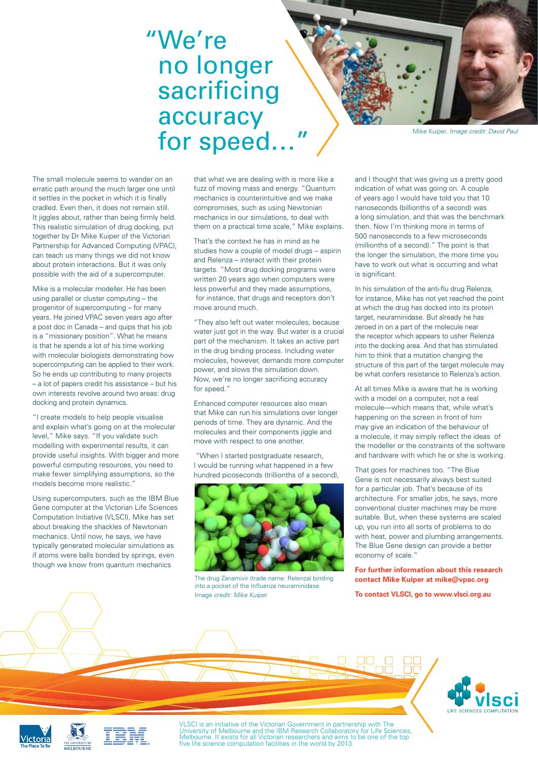# "We're no longer sacrificing accuracy for speed..."

Mike Kuiper. *Image credit: David Paul*

The small molecule seems to wander on an erratic path around the much larger one until it settles in the pocket in which it is finally cradled. Even then, it does not remain still. It jiggles about, rather than being firmly held. This realistic simulation of drug docking, put together by Dr Mike Kuiper of the Victorian Partnership for Advanced Computing (VPAC), can teach us many things we did not know about protein interactions. But it was only possible with the aid of a supercomputer.

Mike is a molecular modeller. He has been using parallel or cluster computing – the progenitor of supercomputing – for many years. He joined VPAC seven years ago after a post doc in Canada – and quips that his job is a "missionary position". What he means is that he spends a lot of his time working with molecular biologists demonstrating how supercomputing can be applied to their work. So he ends up contributing to many projects – a lot of papers credit his assistance – but his own interests revolve around two areas: drug docking and protein dynamics.

"I create models to help people visualise and explain what's going on at the molecular level," Mike says. "If you validate such modelling with experimental results, it can provide useful insights. With bigger and more powerful computing resources, you need to make fewer simplifying assumptions, so the models become more realistic."

Using supercomputers, such as the IBM Blue Gene computer at the Victorian Life Sciences Computation Initiative (VLSCI), Mike has set about breaking the shackles of Newtonian mechanics. Until now, he says, we have typically generated molecular simulations as if atoms were balls bonded by springs, even though we know from quantum mechanics that what we are dealing with is more like a fuzz of moving mass and energy. "Quantum mechanics is counterintuitive and we make compromises, such as using Newtonian mechanics in our simulations, to deal with them on a practical time scale," Mike explains.

That's the context he has in mind as he studies how a couple of model drugs – aspirin and Relenza – interact with their protein targets. "Most drug docking programs were written 20 years ago when computers were less powerful and they made assumptions, for instance, that drugs and receptors don't move around much.

"They also left out water molecules, because water just got in the way. But water is a crucial part of the mechanism. It takes an active part in the drug binding process. Including water molecules, however, demands more computer power, and slows the simulation down. Now, we're no longer sacrificing accuracy for speed."

Enhanced computer resources also mean that Mike can run his simulations over longer periods of time. They are dynamic. And the molecules and their components jiggle and move with respect to one another.

"When I started postgraduate research, I would be running what happened in a few hundred picoseconds (trillionths of a second), and I thought that was giving us a pretty good indication of what was going on. A couple of years ago I would have told you that 10 nanoseconds (billionths of a second) was a long simulation, and that was the benchmark then. Now I'm thinking more in terms of 500 nanoseconds to a few microseconds (millionths of a second)." The point is that the longer the simulation, the more time you have to work out what is occurring and what is significant.

The drug Zanamivir (trade name: Relenza) binding into a pocket of the Influenza neuraminidase. Image *credit: Mike Kuiper*

In his simulation of the anti-flu drug Relenza, for instance, Mike has not yet reached the point at which the drug has docked into its protein target, neuraminidase. But already he has zeroed in on a part of the molecule near the receptor which appears to usher Relenza into the docking area. And that has stimulated him to think that a mutation changing the structure of this part of the target molecule may be what confers resistance to Relenza's action.

At all times Mike is aware that he is working with a model on a computer, not a real molecule—which means that, while what's happening on the screen in front of him may give an indication of the behaviour of a molecule, it may simply reflect the ideas of the modeller or the constraints of the software and hardware with which he or she is working.

That goes for machines too. "The Blue Gene is not necessarily always best suited for a particular job. That's because of its architecture. For smaller jobs, he says, more conventional cluster machines may be more suitable. But, when these systems are scaled up, you run into all sorts of problems to do with heat, power and plumbing arrangements. The Blue Gene design can provide a better economy of scale."

**For further information about this research contact Mike Kuiper at mike@vpac.org**

**To contact VLSCI, go to www.vlsci.org.au**

VLSCI is an initiative of the Victorian Government in partnership with The University of Melbourne and the IBM Research Collaboratory for Life Sciences, Melbourne. It exists for all Victorian researchers and aims to be one of the top five life science computation facilities in the world by 2013.